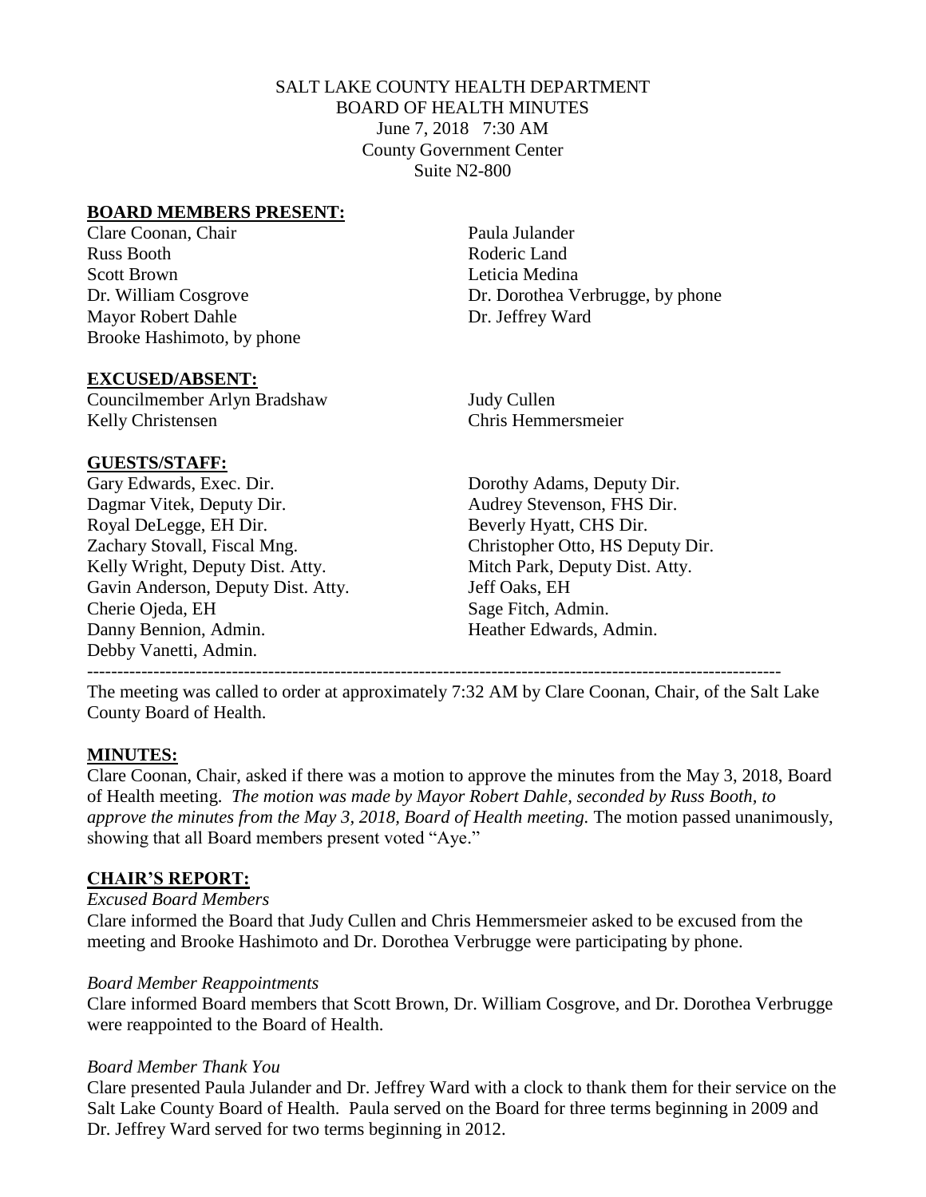SALT LAKE COUNTY HEALTH DEPARTMENT
BOARD OF HEALTH MINUTES
June 7, 2018 7:30 AM
County Government Center
Suite N2-800

## BOARD MEMBERS PRESENT:

Clare Coonan, Chair
Russ Booth
Scott Brown
Dr. William Cosgrove
Mayor Robert Dahle
Brooke Hashimoto, by phone
Paula Julander
Roderic Land
Leticia Medina
Dr. Dorothea Verbrugge, by phone
Dr. Jeffrey Ward

## EXCUSED/ABSENT:

Councilmember Arlyn Bradshaw
Kelly Christensen
Judy Cullen
Chris Hemmersmeier

## GUESTS/STAFF:

Gary Edwards, Exec. Dir.
Dagmar Vitek, Deputy Dir.
Royal DeLegge, EH Dir.
Zachary Stovall, Fiscal Mng.
Kelly Wright, Deputy Dist. Atty.
Gavin Anderson, Deputy Dist. Atty.
Cherie Ojeda, EH
Danny Bennion, Admin.
Debby Vanetti, Admin.
Dorothy Adams, Deputy Dir.
Audrey Stevenson, FHS Dir.
Beverly Hyatt, CHS Dir.
Christopher Otto, HS Deputy Dir.
Mitch Park, Deputy Dist. Atty.
Jeff Oaks, EH
Sage Fitch, Admin.
Heather Edwards, Admin.

---

The meeting was called to order at approximately 7:32 AM by Clare Coonan, Chair, of the Salt Lake County Board of Health.

## MINUTES:

Clare Coonan, Chair, asked if there was a motion to approve the minutes from the May 3, 2018, Board of Health meeting. *The motion was made by Mayor Robert Dahle, seconded by Russ Booth, to approve the minutes from the May 3, 2018, Board of Health meeting.* The motion passed unanimously, showing that all Board members present voted "Aye."

## CHAIR'S REPORT:

*Excused Board Members*

Clare informed the Board that Judy Cullen and Chris Hemmersmeier asked to be excused from the meeting and Brooke Hashimoto and Dr. Dorothea Verbrugge were participating by phone.

*Board Member Reappointments*

Clare informed Board members that Scott Brown, Dr. William Cosgrove, and Dr. Dorothea Verbrugge were reappointed to the Board of Health.

*Board Member Thank You*

Clare presented Paula Julander and Dr. Jeffrey Ward with a clock to thank them for their service on the Salt Lake County Board of Health. Paula served on the Board for three terms beginning in 2009 and Dr. Jeffrey Ward served for two terms beginning in 2012.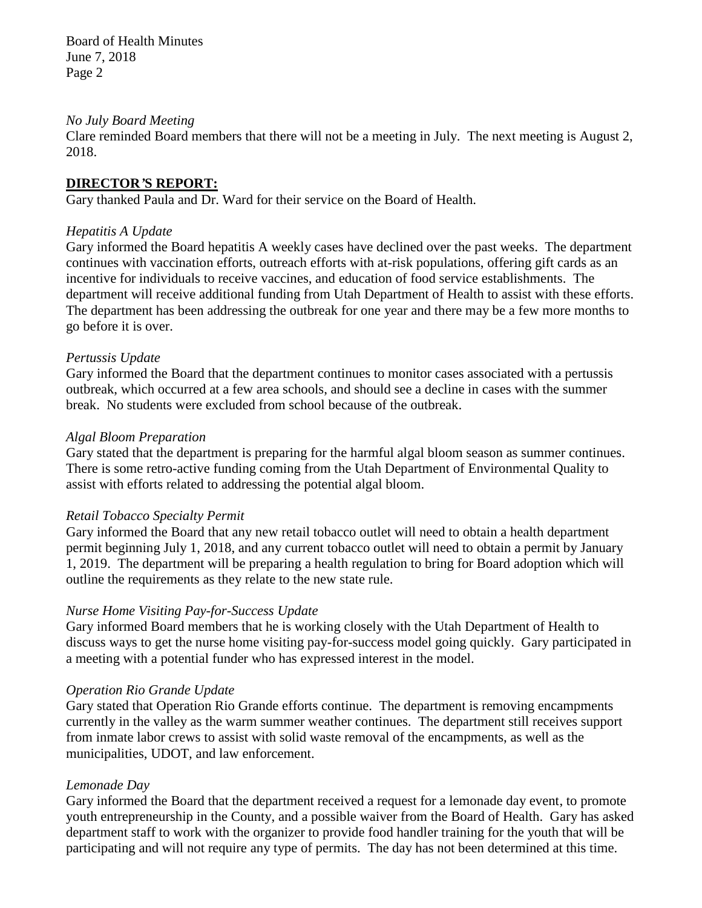*No July Board Meeting*

Clare reminded Board members that there will not be a meeting in July. The next meeting is August 2, 2018.

**DIRECTOR'S REPORT:**

Gary thanked Paula and Dr. Ward for their service on the Board of Health.

*Hepatitis A Update*

Gary informed the Board hepatitis A weekly cases have declined over the past weeks. The department continues with vaccination efforts, outreach efforts with at-risk populations, offering gift cards as an incentive for individuals to receive vaccines, and education of food service establishments. The department will receive additional funding from Utah Department of Health to assist with these efforts. The department has been addressing the outbreak for one year and there may be a few more months to go before it is over.

*Pertussis Update*

Gary informed the Board that the department continues to monitor cases associated with a pertussis outbreak, which occurred at a few area schools, and should see a decline in cases with the summer break. No students were excluded from school because of the outbreak.

*Algal Bloom Preparation*

Gary stated that the department is preparing for the harmful algal bloom season as summer continues. There is some retro-active funding coming from the Utah Department of Environmental Quality to assist with efforts related to addressing the potential algal bloom.

*Retail Tobacco Specialty Permit*

Gary informed the Board that any new retail tobacco outlet will need to obtain a health department permit beginning July 1, 2018, and any current tobacco outlet will need to obtain a permit by January 1, 2019. The department will be preparing a health regulation to bring for Board adoption which will outline the requirements as they relate to the new state rule.

*Nurse Home Visiting Pay-for-Success Update*

Gary informed Board members that he is working closely with the Utah Department of Health to discuss ways to get the nurse home visiting pay-for-success model going quickly. Gary participated in a meeting with a potential funder who has expressed interest in the model.

*Operation Rio Grande Update*

Gary stated that Operation Rio Grande efforts continue. The department is removing encampments currently in the valley as the warm summer weather continues. The department still receives support from inmate labor crews to assist with solid waste removal of the encampments, as well as the municipalities, UDOT, and law enforcement.

*Lemonade Day*

Gary informed the Board that the department received a request for a lemonade day event, to promote youth entrepreneurship in the County, and a possible waiver from the Board of Health. Gary has asked department staff to work with the organizer to provide food handler training for the youth that will be participating and will not require any type of permits. The day has not been determined at this time.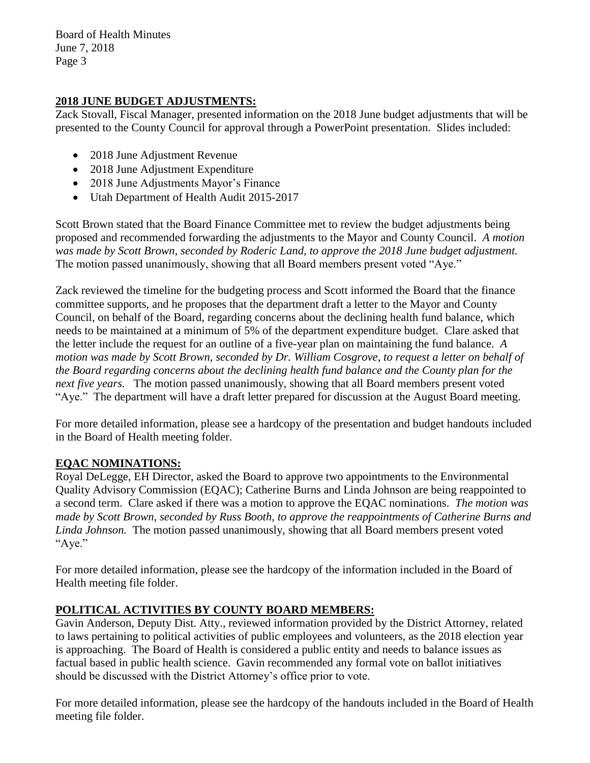## 2018 JUNE BUDGET ADJUSTMENTS:

Zack Stovall, Fiscal Manager, presented information on the 2018 June budget adjustments that will be presented to the County Council for approval through a PowerPoint presentation. Slides included:

- 2018 June Adjustment Revenue
- 2018 June Adjustment Expenditure
- 2018 June Adjustments Mayor's Finance
- Utah Department of Health Audit 2015-2017

Scott Brown stated that the Board Finance Committee met to review the budget adjustments being proposed and recommended forwarding the adjustments to the Mayor and County Council. *A motion was made by Scott Brown, seconded by Roderic Land, to approve the 2018 June budget adjustment.* The motion passed unanimously, showing that all Board members present voted "Aye."

Zack reviewed the timeline for the budgeting process and Scott informed the Board that the finance committee supports, and he proposes that the department draft a letter to the Mayor and County Council, on behalf of the Board, regarding concerns about the declining health fund balance, which needs to be maintained at a minimum of 5% of the department expenditure budget. Clare asked that the letter include the request for an outline of a five-year plan on maintaining the fund balance. *A motion was made by Scott Brown, seconded by Dr. William Cosgrove, to request a letter on behalf of the Board regarding concerns about the declining health fund balance and the County plan for the next five years.* The motion passed unanimously, showing that all Board members present voted "Aye." The department will have a draft letter prepared for discussion at the August Board meeting.

For more detailed information, please see a hardcopy of the presentation and budget handouts included in the Board of Health meeting folder.

## EQAC NOMINATIONS:

Royal DeLegge, EH Director, asked the Board to approve two appointments to the Environmental Quality Advisory Commission (EQAC); Catherine Burns and Linda Johnson are being reappointed to a second term. Clare asked if there was a motion to approve the EQAC nominations. *The motion was made by Scott Brown, seconded by Russ Booth, to approve the reappointments of Catherine Burns and Linda Johnson.* The motion passed unanimously, showing that all Board members present voted "Aye."

For more detailed information, please see the hardcopy of the information included in the Board of Health meeting file folder.

## POLITICAL ACTIVITIES BY COUNTY BOARD MEMBERS:

Gavin Anderson, Deputy Dist. Atty., reviewed information provided by the District Attorney, related to laws pertaining to political activities of public employees and volunteers, as the 2018 election year is approaching. The Board of Health is considered a public entity and needs to balance issues as factual based in public health science. Gavin recommended any formal vote on ballot initiatives should be discussed with the District Attorney's office prior to vote.

For more detailed information, please see the hardcopy of the handouts included in the Board of Health meeting file folder.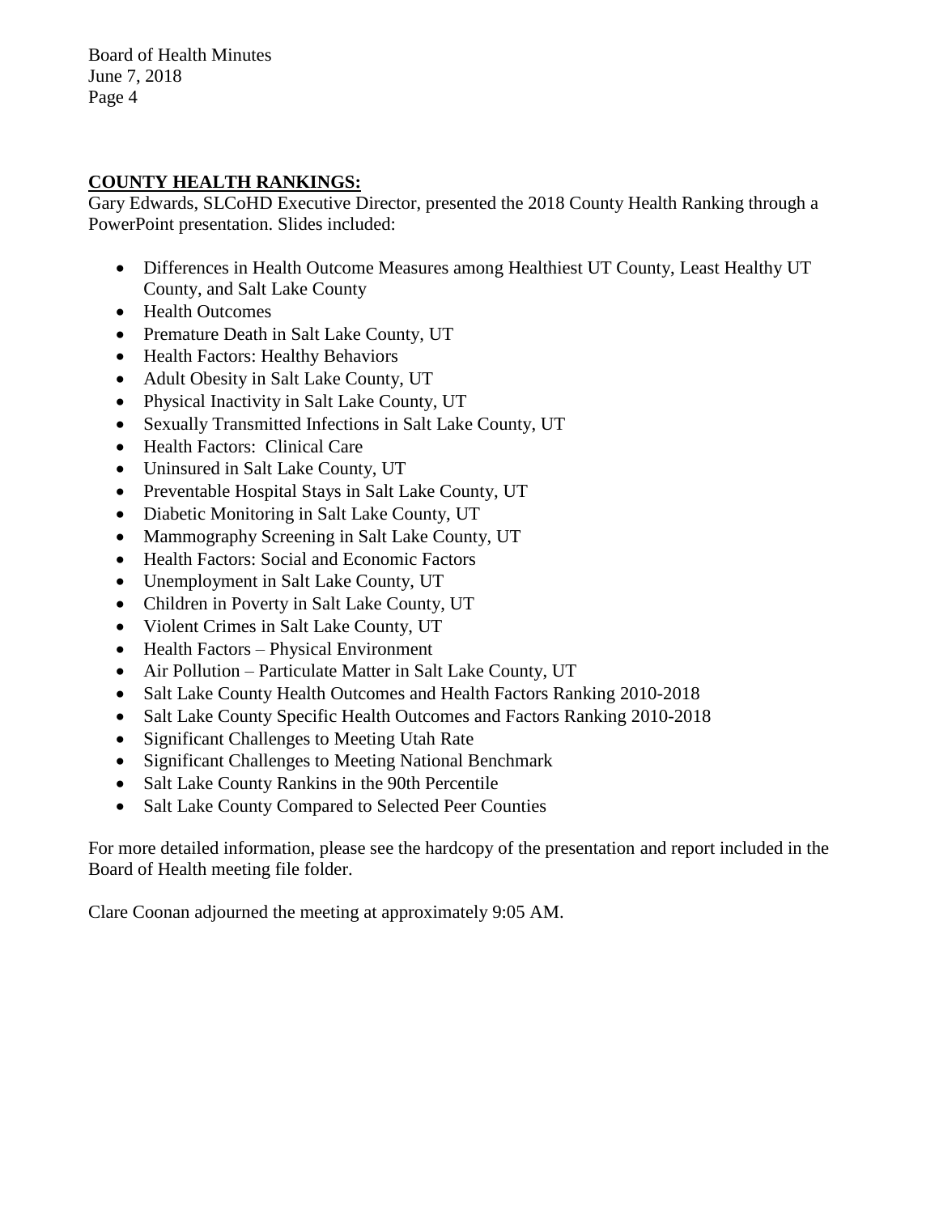## COUNTY HEALTH RANKINGS:

Gary Edwards, SLCoHD Executive Director, presented the 2018 County Health Ranking through a PowerPoint presentation. Slides included:

- Differences in Health Outcome Measures among Healthiest UT County, Least Healthy UT County, and Salt Lake County
- Health Outcomes
- Premature Death in Salt Lake County, UT
- Health Factors: Healthy Behaviors
- Adult Obesity in Salt Lake County, UT
- Physical Inactivity in Salt Lake County, UT
- Sexually Transmitted Infections in Salt Lake County, UT
- Health Factors: Clinical Care
- Uninsured in Salt Lake County, UT
- Preventable Hospital Stays in Salt Lake County, UT
- Diabetic Monitoring in Salt Lake County, UT
- Mammography Screening in Salt Lake County, UT
- Health Factors: Social and Economic Factors
- Unemployment in Salt Lake County, UT
- Children in Poverty in Salt Lake County, UT
- Violent Crimes in Salt Lake County, UT
- Health Factors – Physical Environment
- Air Pollution – Particulate Matter in Salt Lake County, UT
- Salt Lake County Health Outcomes and Health Factors Ranking 2010-2018
- Salt Lake County Specific Health Outcomes and Factors Ranking 2010-2018
- Significant Challenges to Meeting Utah Rate
- Significant Challenges to Meeting National Benchmark
- Salt Lake County Rankins in the 90th Percentile
- Salt Lake County Compared to Selected Peer Counties

For more detailed information, please see the hardcopy of the presentation and report included in the Board of Health meeting file folder.

Clare Coonan adjourned the meeting at approximately 9:05 AM.